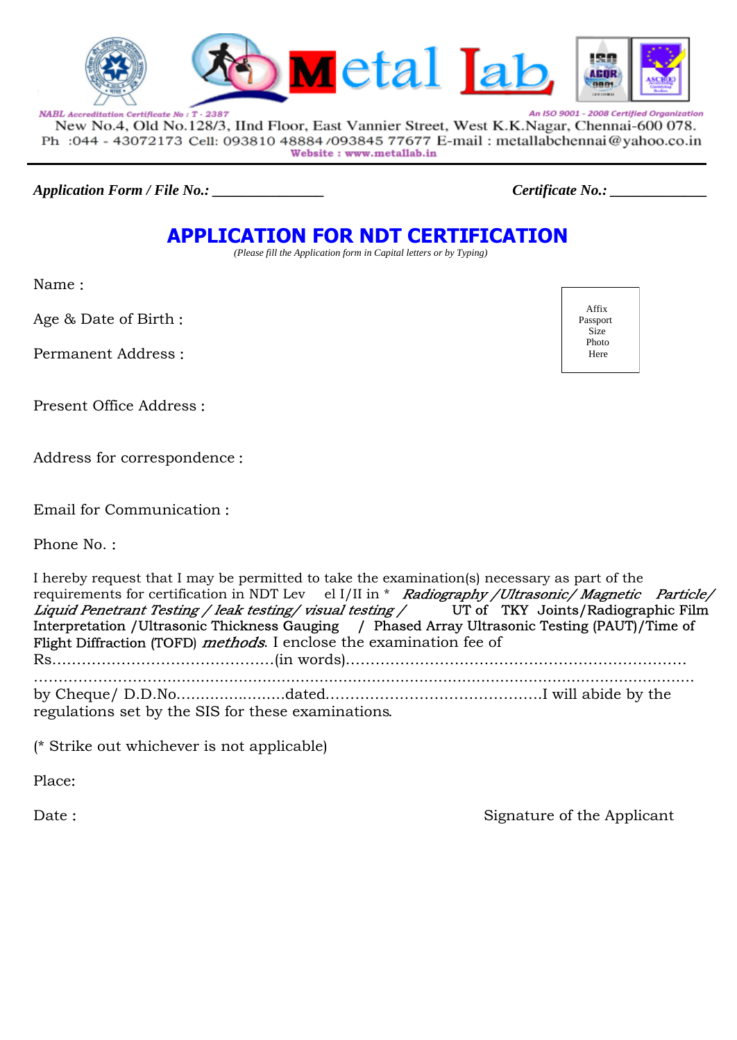# Metal Lab

NABL Accreditation Certificate No : T - 2387

An ISO 9001 - 2008 Certified Organization

New No.4, Old No.128/3, IInd Floor, East Vannier Street, West K.K.Nagar, Chennai-600 078.
Ph :044 - 43072173 Cell: 093810 48884 /093845 77677 E-mail : metallabchennai@yahoo.co.in
Website : www.metallab.in

---

***Application Form / File No.:*** _______________ ***Certificate No.:*** _____________

## APPLICATION FOR NDT CERTIFICATION

*(Please fill the Application form in Capital letters or by Typing)*

Name :

Age & Date of Birth :

Permanent Address :

Affix Passport Size Photo Here

Present Office Address :

Address for correspondence :

Email for Communication :

Phone No. :

I hereby request that I may be permitted to take the examination(s) necessary as part of the requirements for certification in NDT Level I/II in \* *Radiography /Ultrasonic/ Magnetic Particle/ Liquid Penetrant Testing / leak testing/ visual testing /* UT of TKY Joints/Radiographic Film Interpretation /Ultrasonic Thickness Gauging / Phased Array Ultrasonic Testing (PAUT)/Time of Flight Diffraction (TOFD) *methods*. I enclose the examination fee of Rs.............................................(in words)....................................................................
..........................................................................................................................
by Cheque/ D.D.No.......................dated...........................................I will abide by the regulations set by the SIS for these examinations.

(\* Strike out whichever is not applicable)

Place:

Date : Signature of the Applicant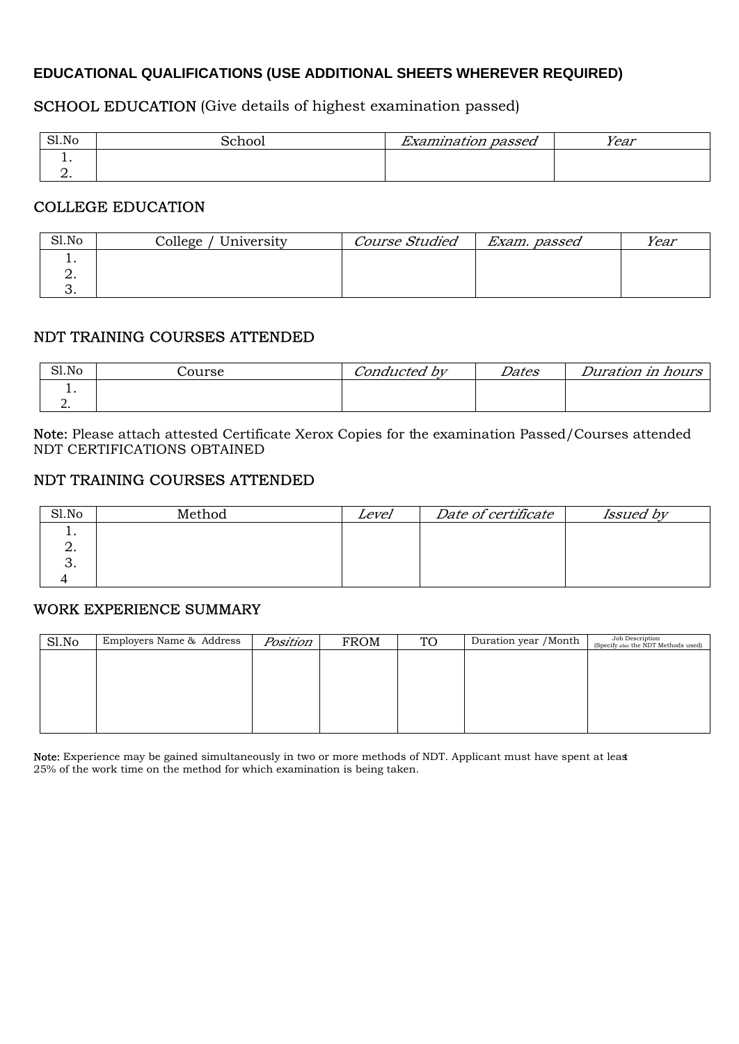## EDUCATIONAL QUALIFICATIONS (USE ADDITIONAL SHEETS WHEREVER REQUIRED)

SCHOOL EDUCATION (Give details of highest examination passed)

| Sl.No | School | *Examination passed* | *Year* |
|---|---|---|---|
| 1. | | | |
| 2. | | | |

COLLEGE EDUCATION

| Sl.No | College / University | *Course Studied* | *Exam. passed* | *Year* |
|---|---|---|---|---|
| 1. | | | | |
| 2. | | | | |
| 3. | | | | |

NDT TRAINING COURSES ATTENDED

| Sl.No | Course | *Conducted by* | *Dates* | *Duration in hours* |
|---|---|---|---|---|
| 1. | | | | |
| 2. | | | | |

Note: Please attach attested Certificate Xerox Copies for the examination Passed/Courses attended NDT CERTIFICATIONS OBTAINED

NDT TRAINING COURSES ATTENDED

| Sl.No | Method | *Level* | *Date of certificate* | *Issued by* |
|---|---|---|---|---|
| 1. | | | | |
| 2. | | | | |
| 3. | | | | |
| 4 | | | | |

WORK EXPERIENCE SUMMARY

| Sl.No | Employers Name & Address | *Position* | FROM | TO | Duration year /Month | Job Description (Specify also the NDT Methods used) |
|---|---|---|---|---|---|---|
| | | | | | | |

Note: Experience may be gained simultaneously in two or more methods of NDT. Applicant must have spent at least 25% of the work time on the method for which examination is being taken.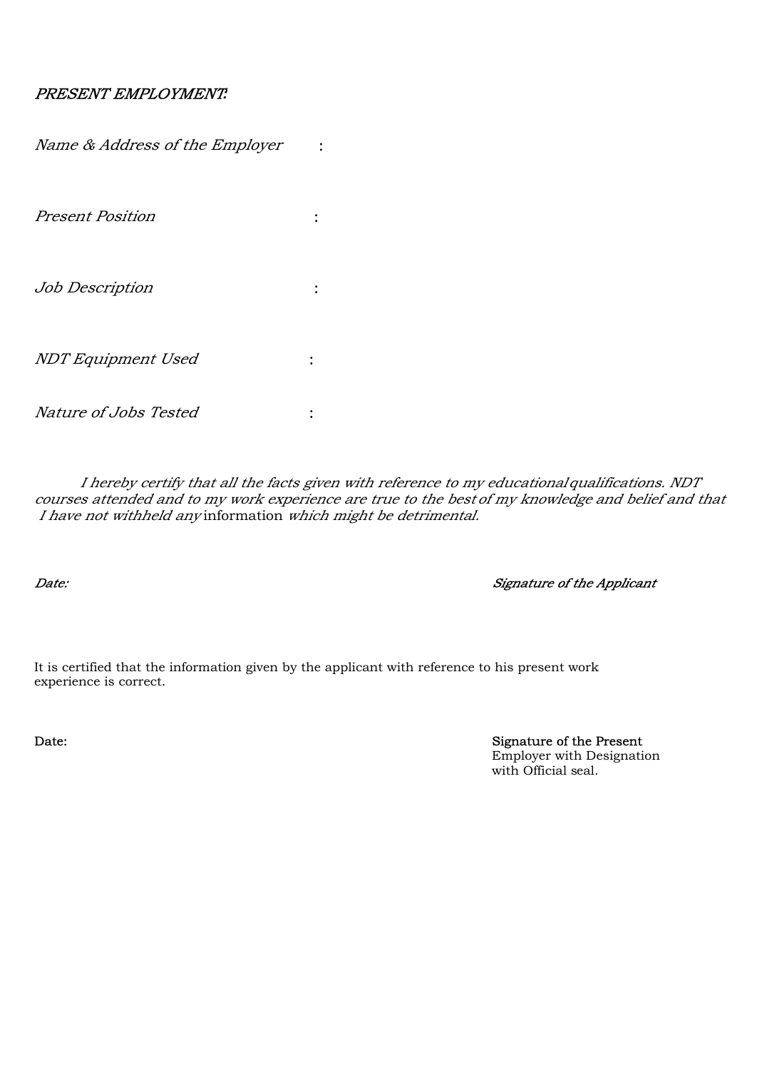*PRESENT EMPLOYMENT:*

*Name & Address of the Employer* :

*Present Position* :

*Job Description* :

*NDT Equipment Used* :

*Nature of Jobs Tested* :

*I hereby certify that all the facts given with reference to my educational qualifications. NDT courses attended and to my work experience are true to the best of my knowledge and belief and that I have not withheld any* information *which might be detrimental.*

*Date:* *Signature of the Applicant*

It is certified that the information given by the applicant with reference to his present work experience is correct.

Date: Signature of the Present Employer with Designation with Official seal.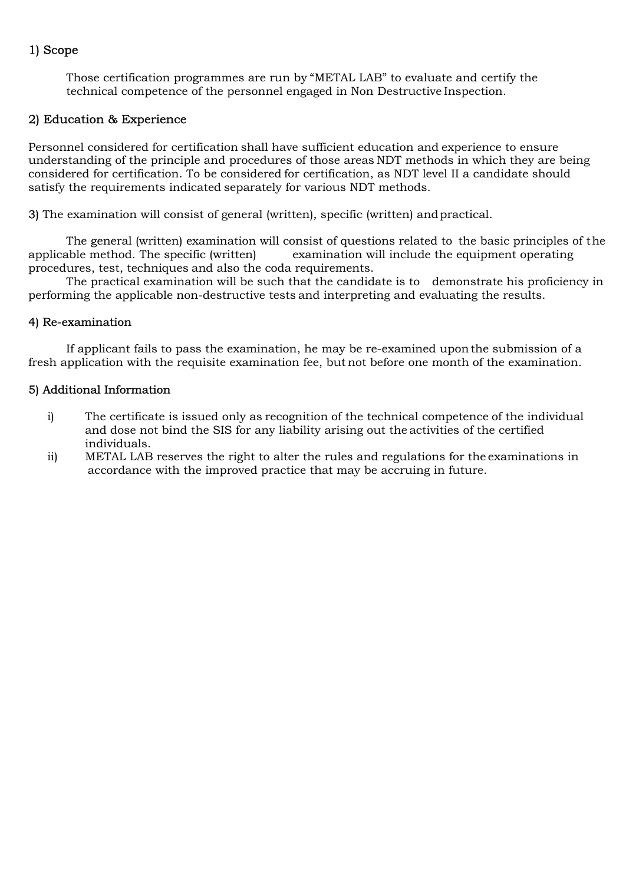## 1) Scope

Those certification programmes are run by "METAL LAB" to evaluate and certify the technical competence of the personnel engaged in Non Destructive Inspection.

## 2) Education & Experience

Personnel considered for certification shall have sufficient education and experience to ensure understanding of the principle and procedures of those areas NDT methods in which they are being considered for certification. To be considered for certification, as NDT level II a candidate should satisfy the requirements indicated separately for various NDT methods.

**3)** The examination will consist of general (written), specific (written) and practical.

The general (written) examination will consist of questions related to the basic principles of the applicable method. The specific (written) examination will include the equipment operating procedures, test, techniques and also the coda requirements.

The practical examination will be such that the candidate is to demonstrate his proficiency in performing the applicable non-destructive tests and interpreting and evaluating the results.

## 4) Re-examination

If applicant fails to pass the examination, he may be re-examined upon the submission of a fresh application with the requisite examination fee, but not before one month of the examination.

## 5) Additional Information

i) The certificate is issued only as recognition of the technical competence of the individual and dose not bind the SIS for any liability arising out the activities of the certified individuals.

ii) METAL LAB reserves the right to alter the rules and regulations for the examinations in accordance with the improved practice that may be accruing in future.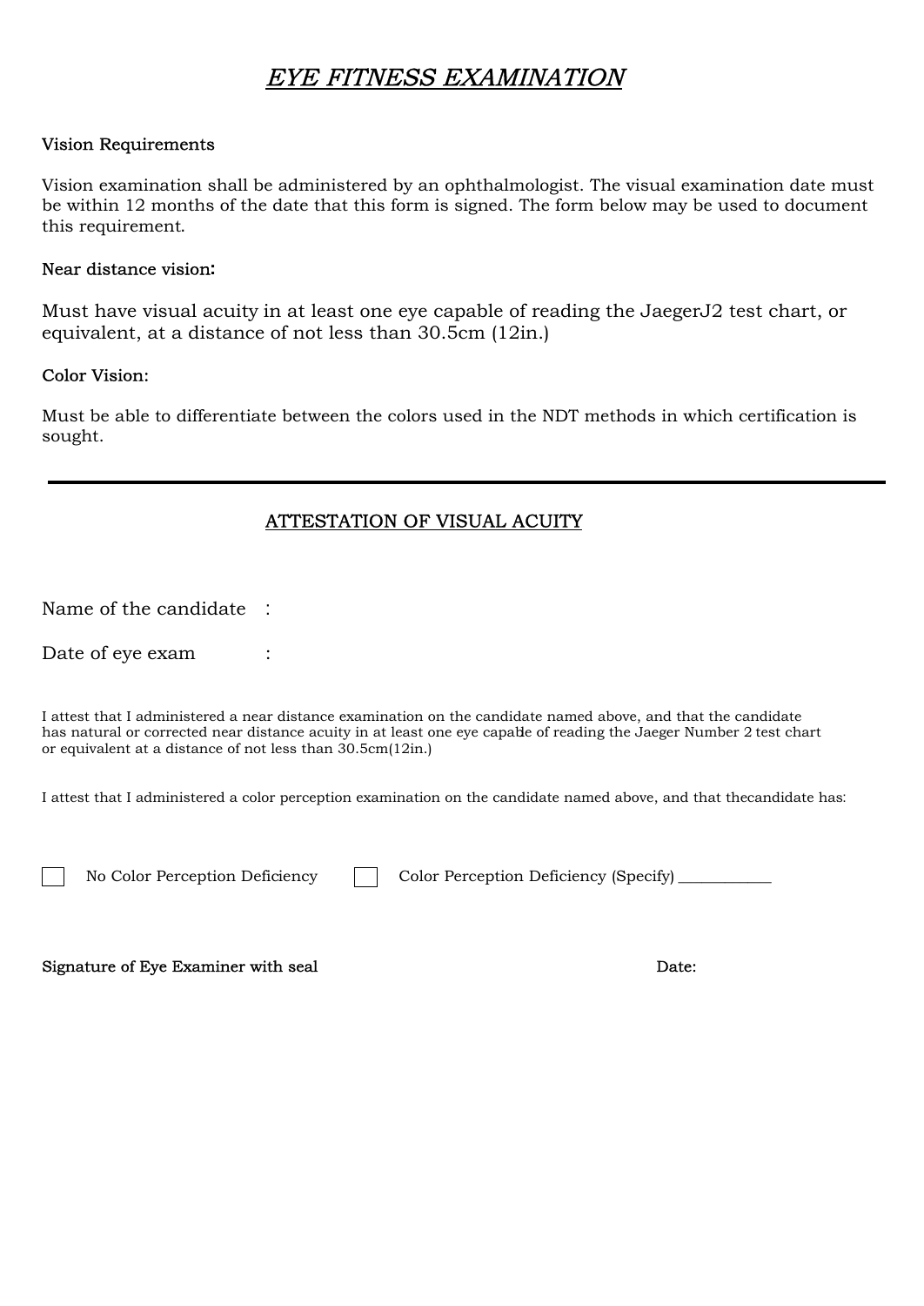# *EYE FITNESS EXAMINATION*

Vision Requirements

Vision examination shall be administered by an ophthalmologist. The visual examination date must be within 12 months of the date that this form is signed. The form below may be used to document this requirement.

Near distance vision:

Must have visual acuity in at least one eye capable of reading the JaegerJ2 test chart, or equivalent, at a distance of not less than 30.5cm (12in.)

Color Vision:

Must be able to differentiate between the colors used in the NDT methods in which certification is sought.

---

## ATTESTATION OF VISUAL ACUITY

Name of the candidate :

Date of eye exam :

I attest that I administered a near distance examination on the candidate named above, and that the candidate has natural or corrected near distance acuity in at least one eye capable of reading the Jaeger Number 2 test chart or equivalent at a distance of not less than 30.5cm(12in.)

I attest that I administered a color perception examination on the candidate named above, and that thecandidate has:

☐ No Color Perception Deficiency ☐ Color Perception Deficiency (Specify) ____________

Signature of Eye Examiner with seal Date: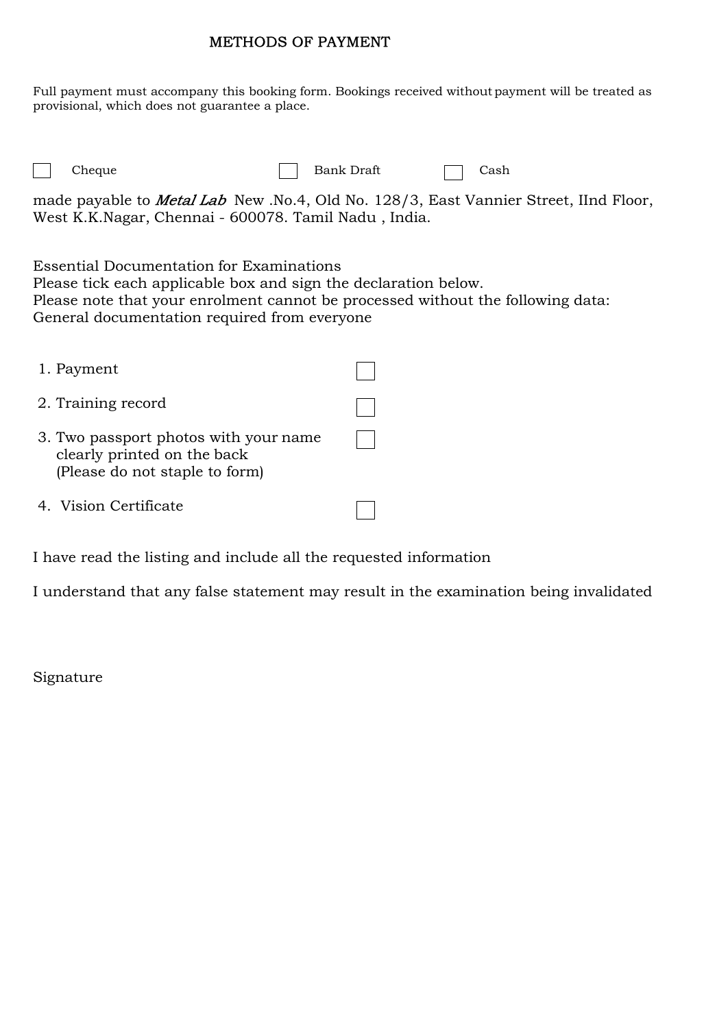# METHODS OF PAYMENT

Full payment must accompany this booking form. Bookings received without payment will be treated as provisional, which does not guarantee a place.

☐ Cheque ☐ Bank Draft ☐ Cash

made payable to *Metal Lab* New .No.4, Old No. 128/3, East Vannier Street, IInd Floor, West K.K.Nagar, Chennai - 600078. Tamil Nadu , India.

Essential Documentation for Examinations
Please tick each applicable box and sign the declaration below.
Please note that your enrolment cannot be processed without the following data:
General documentation required from everyone

1. Payment ☐
2. Training record ☐
3. Two passport photos with your name clearly printed on the back (Please do not staple to form) ☐
4. Vision Certificate ☐

I have read the listing and include all the requested information

I understand that any false statement may result in the examination being invalidated

Signature